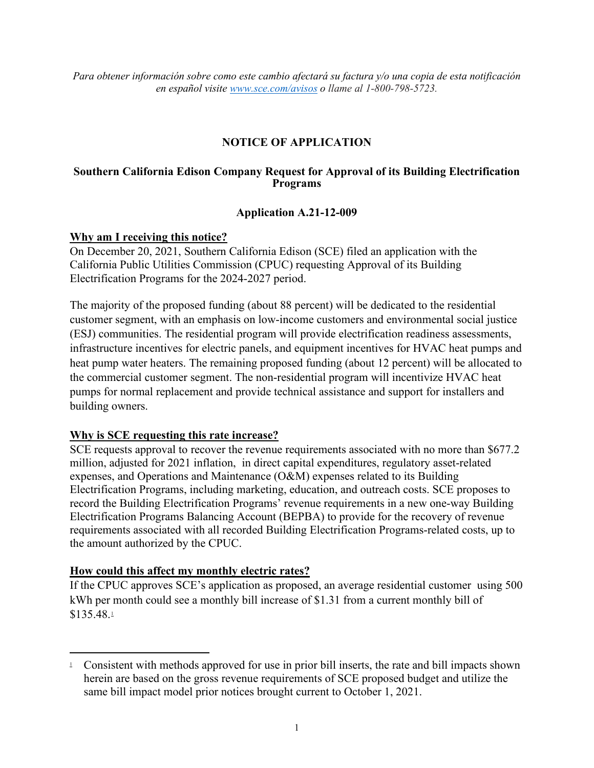*Para obtener información sobre como este cambio afectará su factura y/o una copia de esta notificación en español visite [www.sce.com/avisos](http://www.sce.com/avisos) o llame al 1-800-798-5723.*

# NOTICE OF APPLICATION

## Southern California Edison Company Request for Approval of its Building Electrification Programs

## Application A.21-12-009

**Why am I receiving this notice?**

On December 20, 2021, Southern California Edison (SCE) filed an application with the California Public Utilities Commission (CPUC) requesting Approval of its Building Electrification Programs for the 2024-2027 period.

The majority of the proposed funding (about 88 percent) will be dedicated to the residential customer segment, with an emphasis on low-income customers and environmental social justice (ESJ) communities. The residential program will provide electrification readiness assessments, infrastructure incentives for electric panels, and equipment incentives for HVAC heat pumps and heat pump water heaters. The remaining proposed funding (about 12 percent) will be allocated to the commercial customer segment. The non-residential program will incentivize HVAC heat pumps for normal replacement and provide technical assistance and support for installers and building owners.

**Why is SCE requesting this rate increase?**

SCE requests approval to recover the revenue requirements associated with no more than $677.2 million, adjusted for 2021 inflation, in direct capital expenditures, regulatory asset-related expenses, and Operations and Maintenance (O&M) expenses related to its Building Electrification Programs, including marketing, education, and outreach costs. SCE proposes to record the Building Electrification Programs' revenue requirements in a new one-way Building Electrification Programs Balancing Account (BEPBA) to provide for the recovery of revenue requirements associated with all recorded Building Electrification Programs-related costs, up to the amount authorized by the CPUC.

**How could this affect my monthly electric rates?**

If the CPUC approves SCE's application as proposed, an average residential customer using 500 kWh per month could see a monthly bill increase of $1.31 from a current monthly bill of $135.48.[1]

---

[1] Consistent with methods approved for use in prior bill inserts, the rate and bill impacts shown herein are based on the gross revenue requirements of SCE proposed budget and utilize the same bill impact model prior notices brought current to October 1, 2021.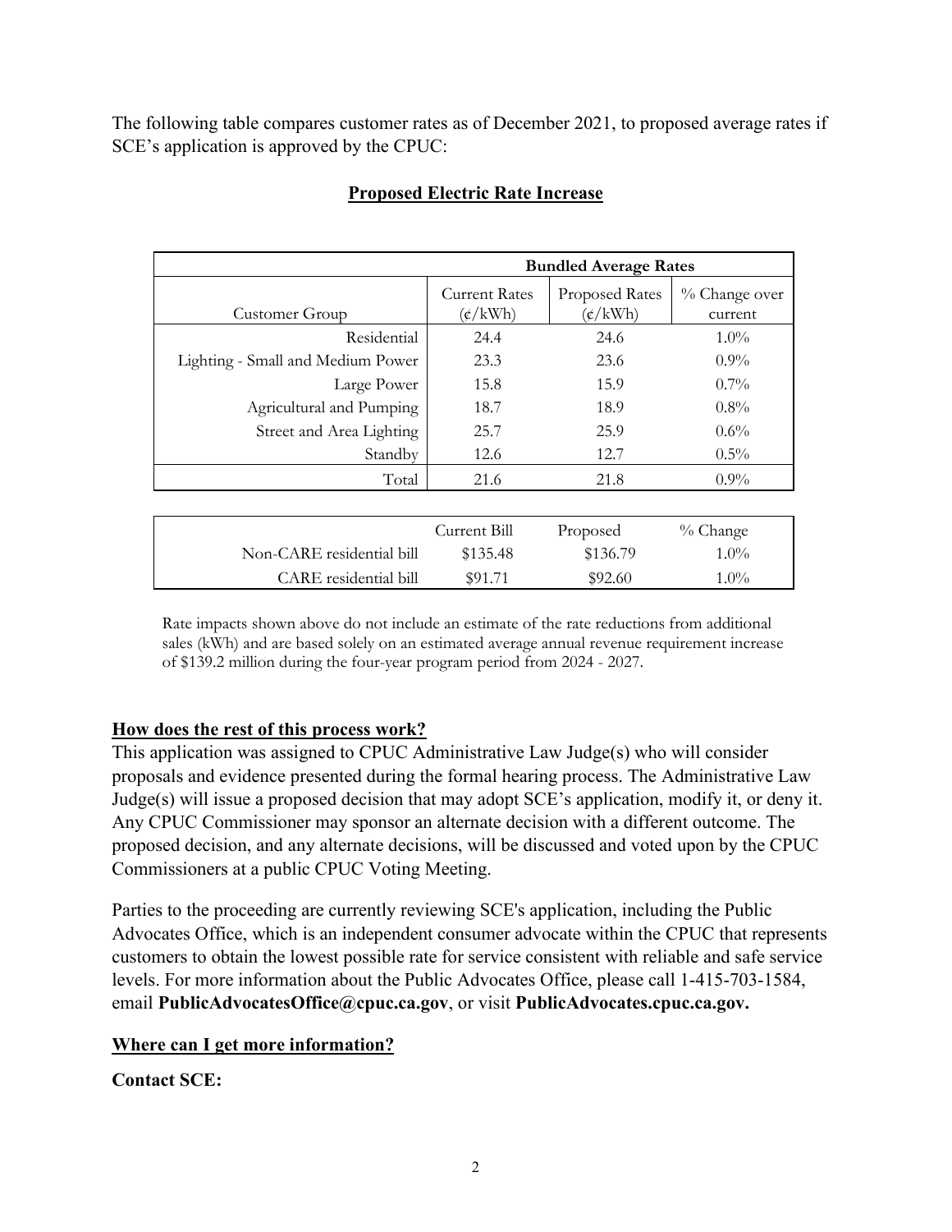The following table compares customer rates as of December 2021, to proposed average rates if SCE's application is approved by the CPUC:

**Proposed Electric Rate Increase**

| | Bundled Average Rates | | |
|---|---|---|---|
| Customer Group | Current Rates (¢/kWh) | Proposed Rates (¢/kWh) | % Change over current |
| Residential | 24.4 | 24.6 | 1.0% |
| Lighting - Small and Medium Power | 23.3 | 23.6 | 0.9% |
| Large Power | 15.8 | 15.9 | 0.7% |
| Agricultural and Pumping | 18.7 | 18.9 | 0.8% |
| Street and Area Lighting | 25.7 | 25.9 | 0.6% |
| Standby | 12.6 | 12.7 | 0.5% |
| Total | 21.6 | 21.8 | 0.9% |

| | Current Bill | Proposed | % Change |
|---|---|---|---|
| Non-CARE residential bill | $135.48 | $136.79 | 1.0% |
| CARE residential bill | $91.71 | $92.60 | 1.0% |

Rate impacts shown above do not include an estimate of the rate reductions from additional sales (kWh) and are based solely on an estimated average annual revenue requirement increase of $139.2 million during the four-year program period from 2024 - 2027.

## How does the rest of this process work?

This application was assigned to CPUC Administrative Law Judge(s) who will consider proposals and evidence presented during the formal hearing process. The Administrative Law Judge(s) will issue a proposed decision that may adopt SCE's application, modify it, or deny it. Any CPUC Commissioner may sponsor an alternate decision with a different outcome. The proposed decision, and any alternate decisions, will be discussed and voted upon by the CPUC Commissioners at a public CPUC Voting Meeting.

Parties to the proceeding are currently reviewing SCE's application, including the Public Advocates Office, which is an independent consumer advocate within the CPUC that represents customers to obtain the lowest possible rate for service consistent with reliable and safe service levels. For more information about the Public Advocates Office, please call 1-415-703-1584, email **PublicAdvocatesOffice@cpuc.ca.gov**, or visit **PublicAdvocates.cpuc.ca.gov.**

## Where can I get more information?

**Contact SCE:**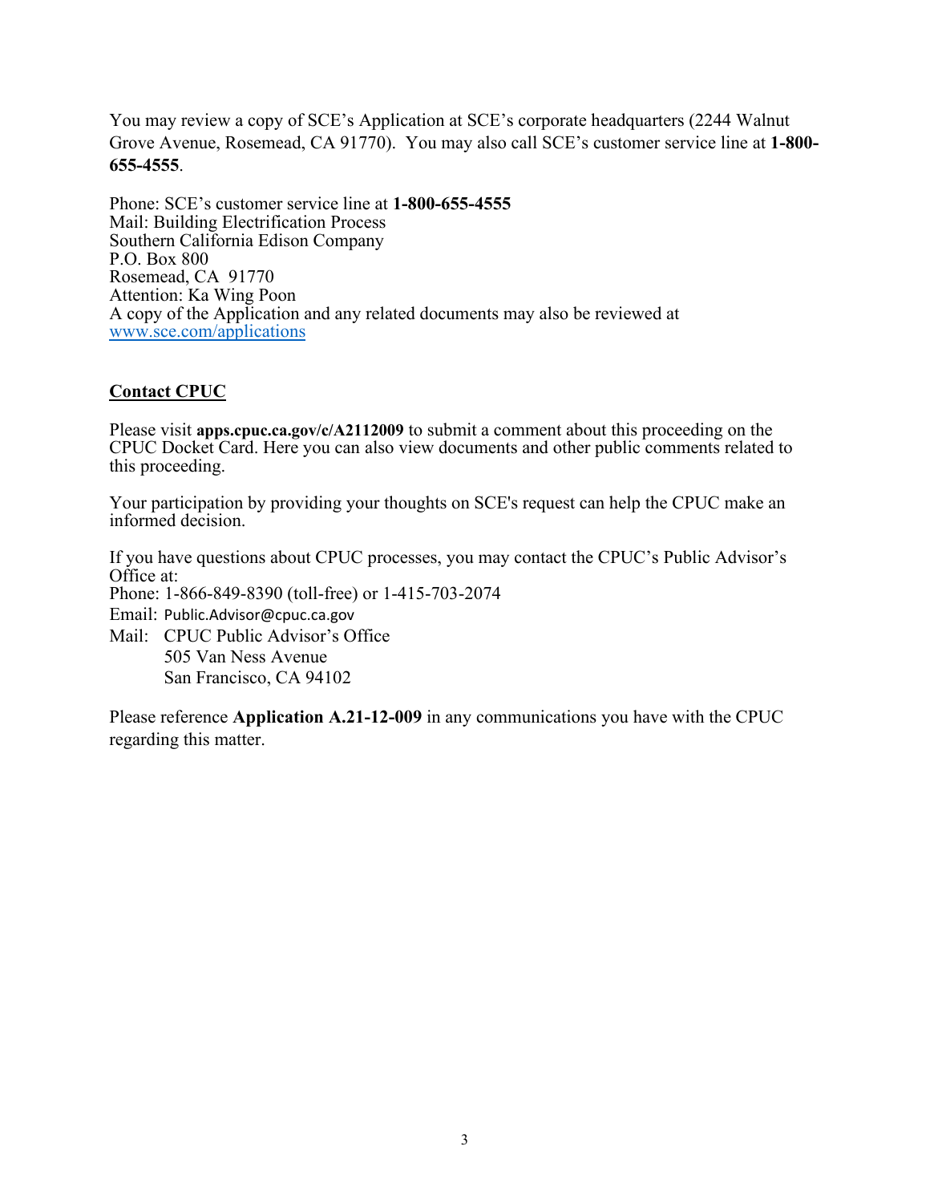You may review a copy of SCE's Application at SCE's corporate headquarters (2244 Walnut Grove Avenue, Rosemead, CA 91770). You may also call SCE's customer service line at **1-800-655-4555**.

Phone: SCE's customer service line at **1-800-655-4555**
Mail: Building Electrification Process
Southern California Edison Company
P.O. Box 800
Rosemead, CA 91770
Attention: Ka Wing Poon
A copy of the Application and any related documents may also be reviewed at [www.sce.com/applications](www.sce.com/applications)

## Contact CPUC

Please visit **apps.cpuc.ca.gov/c/A2112009** to submit a comment about this proceeding on the CPUC Docket Card. Here you can also view documents and other public comments related to this proceeding.

Your participation by providing your thoughts on SCE's request can help the CPUC make an informed decision.

If you have questions about CPUC processes, you may contact the CPUC's Public Advisor's Office at:
Phone: 1-866-849-8390 (toll-free) or 1-415-703-2074
Email: Public.Advisor@cpuc.ca.gov
Mail: CPUC Public Advisor's Office
505 Van Ness Avenue
San Francisco, CA 94102

Please reference **Application A.21-12-009** in any communications you have with the CPUC regarding this matter.